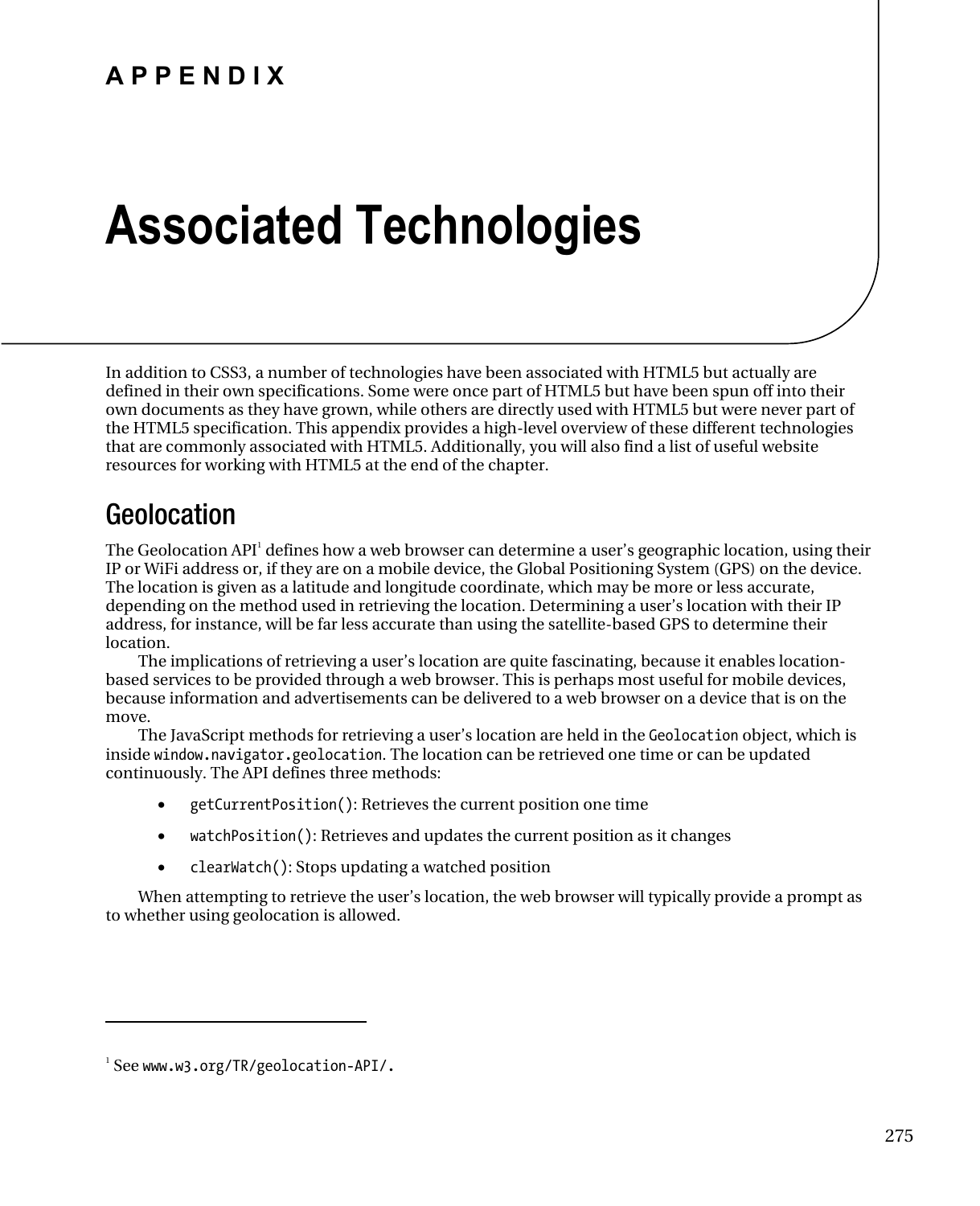# APPENDIX

# Associated Technologies

In addition to CSS3, a number of technologies have been associated with HTML5 but actually are defined in their own specifications. Some were once part of HTML5 but have been spun off into their own documents as they have grown, while others are directly used with HTML5 but were never part of the HTML5 specification. This appendix provides a high-level overview of these different technologies that are commonly associated with HTML5. Additionally, you will also find a list of useful website resources for working with HTML5 at the end of the chapter.

## Geolocation

The Geolocation API[1] defines how a web browser can determine a user's geographic location, using their IP or WiFi address or, if they are on a mobile device, the Global Positioning System (GPS) on the device. The location is given as a latitude and longitude coordinate, which may be more or less accurate, depending on the method used in retrieving the location. Determining a user's location with their IP address, for instance, will be far less accurate than using the satellite-based GPS to determine their location.

The implications of retrieving a user's location are quite fascinating, because it enables location-based services to be provided through a web browser. This is perhaps most useful for mobile devices, because information and advertisements can be delivered to a web browser on a device that is on the move.

The JavaScript methods for retrieving a user's location are held in the `Geolocation` object, which is inside `window.navigator.geolocation`. The location can be retrieved one time or can be updated continuously. The API defines three methods:

- `getCurrentPosition()`: Retrieves the current position one time
- `watchPosition()`: Retrieves and updates the current position as it changes
- `clearWatch()`: Stops updating a watched position

When attempting to retrieve the user's location, the web browser will typically provide a prompt as to whether using geolocation is allowed.

---

[1] See `www.w3.org/TR/geolocation-API/.`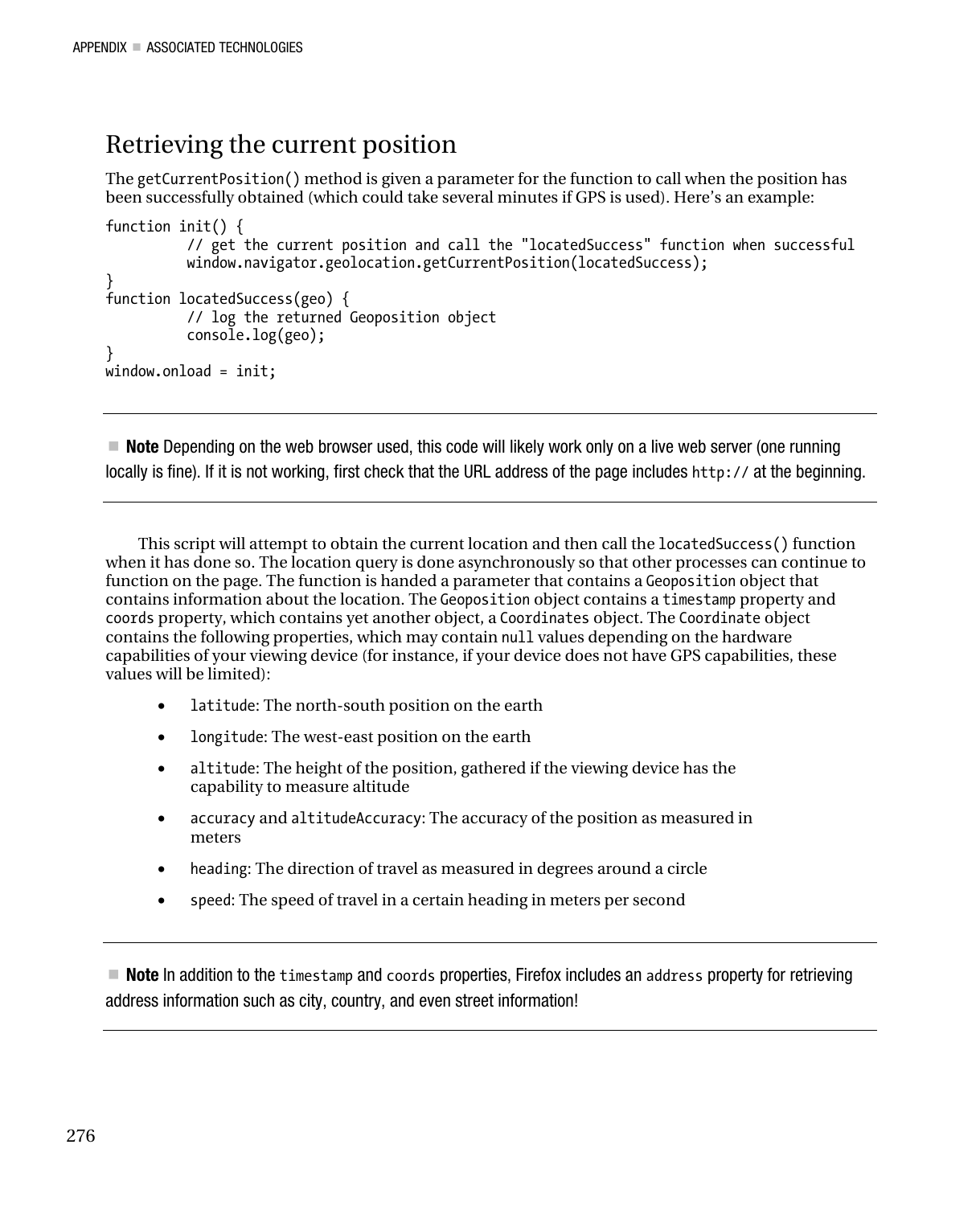## Retrieving the current position

The `getCurrentPosition()` method is given a parameter for the function to call when the position has been successfully obtained (which could take several minutes if GPS is used). Here's an example:

```
function init() {
          // get the current position and call the "locatedSuccess" function when successful
          window.navigator.geolocation.getCurrentPosition(locatedSuccess);
}
function locatedSuccess(geo) {
          // log the returned Geoposition object
          console.log(geo);
}
window.onload = init;
```

---

■ **Note** Depending on the web browser used, this code will likely work only on a live web server (one running locally is fine). If it is not working, first check that the URL address of the page includes `http://` at the beginning.

---

This script will attempt to obtain the current location and then call the `locatedSuccess()` function when it has done so. The location query is done asynchronously so that other processes can continue to function on the page. The function is handed a parameter that contains a `Geoposition` object that contains information about the location. The `Geoposition` object contains a `timestamp` property and `coords` property, which contains yet another object, a `Coordinates` object. The `Coordinate` object contains the following properties, which may contain `null` values depending on the hardware capabilities of your viewing device (for instance, if your device does not have GPS capabilities, these values will be limited):

- `latitude`: The north-south position on the earth
- `longitude`: The west-east position on the earth
- `altitude`: The height of the position, gathered if the viewing device has the capability to measure altitude
- `accuracy` and `altitudeAccuracy`: The accuracy of the position as measured in meters
- `heading`: The direction of travel as measured in degrees around a circle
- `speed`: The speed of travel in a certain heading in meters per second

---

■ **Note** In addition to the `timestamp` and `coords` properties, Firefox includes an `address` property for retrieving address information such as city, country, and even street information!

---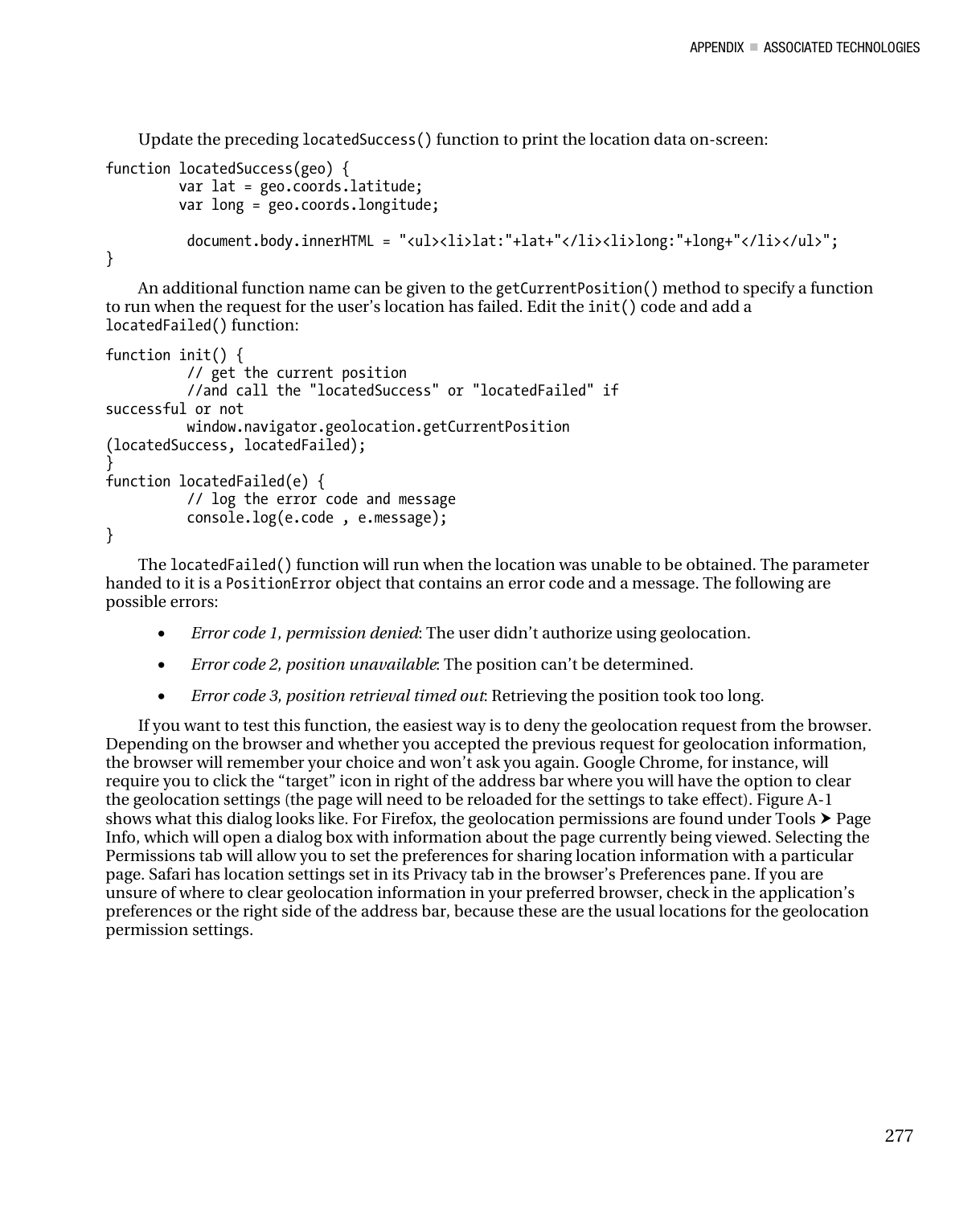Update the preceding `locatedSuccess()` function to print the location data on-screen:

```
function locatedSuccess(geo) {
        var lat = geo.coords.latitude;
        var long = geo.coords.longitude;

         document.body.innerHTML = "<ul><li>lat:"+lat+"</li><li>long:"+long+"</li></ul>";
}
```

An additional function name can be given to the `getCurrentPosition()` method to specify a function to run when the request for the user's location has failed. Edit the `init()` code and add a `locatedFailed()` function:

```
function init() {
          // get the current position
          //and call the "locatedSuccess" or "locatedFailed" if
successful or not
          window.navigator.geolocation.getCurrentPosition
(locatedSuccess, locatedFailed);
}
function locatedFailed(e) {
          // log the error code and message
          console.log(e.code , e.message);
}
```

The `locatedFailed()` function will run when the location was unable to be obtained. The parameter handed to it is a `PositionError` object that contains an error code and a message. The following are possible errors:

- *Error code 1, permission denied*: The user didn't authorize using geolocation.
- *Error code 2, position unavailable*: The position can't be determined.
- *Error code 3, position retrieval timed out*: Retrieving the position took too long.

If you want to test this function, the easiest way is to deny the geolocation request from the browser. Depending on the browser and whether you accepted the previous request for geolocation information, the browser will remember your choice and won't ask you again. Google Chrome, for instance, will require you to click the "target" icon in right of the address bar where you will have the option to clear the geolocation settings (the page will need to be reloaded for the settings to take effect). Figure A-1 shows what this dialog looks like. For Firefox, the geolocation permissions are found under Tools ➤ Page Info, which will open a dialog box with information about the page currently being viewed. Selecting the Permissions tab will allow you to set the preferences for sharing location information with a particular page. Safari has location settings set in its Privacy tab in the browser's Preferences pane. If you are unsure of where to clear geolocation information in your preferred browser, check in the application's preferences or the right side of the address bar, because these are the usual locations for the geolocation permission settings.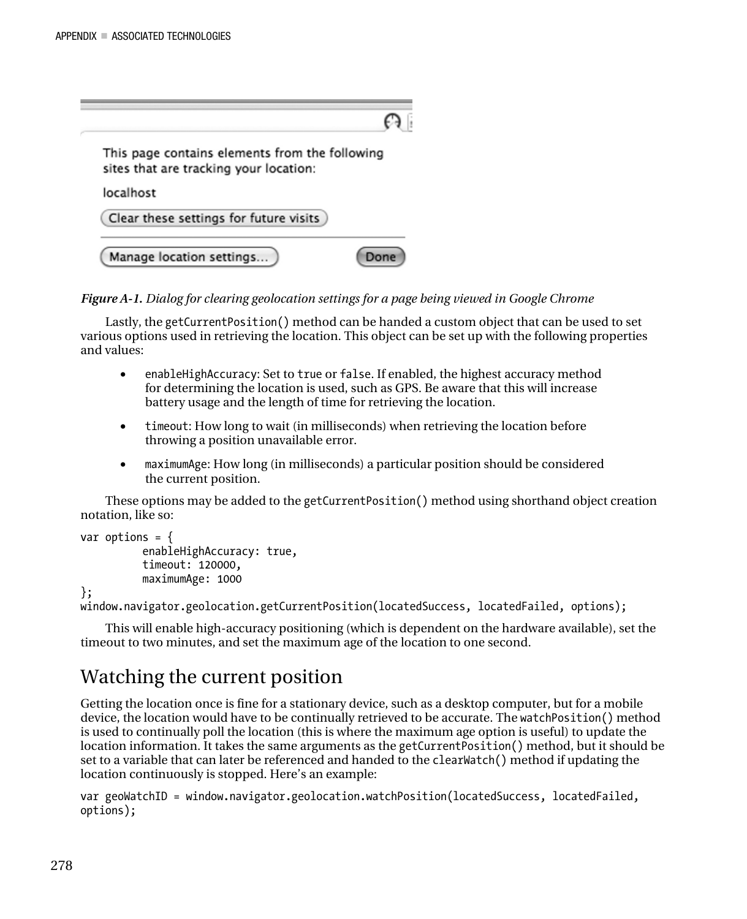*Figure A-1. Dialog for clearing geolocation settings for a page being viewed in Google Chrome*

Lastly, the `getCurrentPosition()` method can be handed a custom object that can be used to set various options used in retrieving the location. This object can be set up with the following properties and values:

- `enableHighAccuracy`: Set to `true` or `false`. If enabled, the highest accuracy method for determining the location is used, such as GPS. Be aware that this will increase battery usage and the length of time for retrieving the location.
- `timeout`: How long to wait (in milliseconds) when retrieving the location before throwing a position unavailable error.
- `maximumAge`: How long (in milliseconds) a particular position should be considered the current position.

These options may be added to the `getCurrentPosition()` method using shorthand object creation notation, like so:

```
var options = {
          enableHighAccuracy: true,
          timeout: 120000,
          maximumAge: 1000
};
window.navigator.geolocation.getCurrentPosition(locatedSuccess, locatedFailed, options);
```

This will enable high-accuracy positioning (which is dependent on the hardware available), set the timeout to two minutes, and set the maximum age of the location to one second.

## Watching the current position

Getting the location once is fine for a stationary device, such as a desktop computer, but for a mobile device, the location would have to be continually retrieved to be accurate. The `watchPosition()` method is used to continually poll the location (this is where the maximum age option is useful) to update the location information. It takes the same arguments as the `getCurrentPosition()` method, but it should be set to a variable that can later be referenced and handed to the `clearWatch()` method if updating the location continuously is stopped. Here's an example:

```
var geoWatchID = window.navigator.geolocation.watchPosition(locatedSuccess, locatedFailed,
options);
```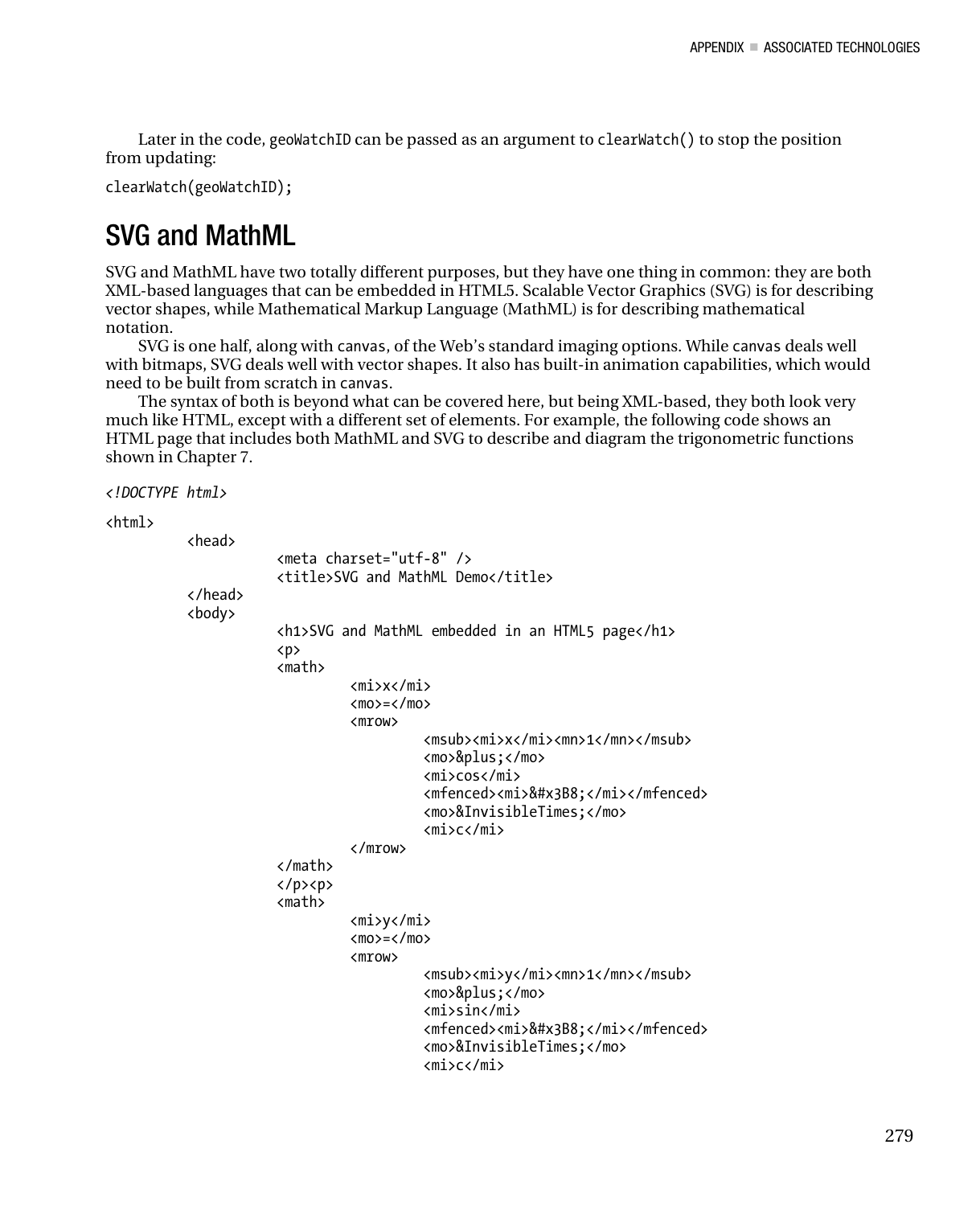Later in the code, `geoWatchID` can be passed as an argument to `clearWatch()` to stop the position from updating:

```
clearWatch(geoWatchID);
```

## SVG and MathML

SVG and MathML have two totally different purposes, but they have one thing in common: they are both XML-based languages that can be embedded in HTML5. Scalable Vector Graphics (SVG) is for describing vector shapes, while Mathematical Markup Language (MathML) is for describing mathematical notation.

SVG is one half, along with `canvas`, of the Web's standard imaging options. While `canvas` deals well with bitmaps, SVG deals well with vector shapes. It also has built-in animation capabilities, which would need to be built from scratch in `canvas`.

The syntax of both is beyond what can be covered here, but being XML-based, they both look very much like HTML, except with a different set of elements. For example, the following code shows an HTML page that includes both MathML and SVG to describe and diagram the trigonometric functions shown in Chapter 7.

```
<!DOCTYPE html>

<html>
	<head>
		<meta charset="utf-8" />
		<title>SVG and MathML Demo</title>
	</head>
	<body>
		<h1>SVG and MathML embedded in an HTML5 page</h1>
		<p>
		<math>
			<mi>x</mi>
			<mo>=</mo>
			<mrow>
				<msub><mi>x</mi><mn>1</mn></msub>
				<mo>&plus;</mo>
				<mi>cos</mi>
				<mfenced><mi>&#x3B8;</mi></mfenced>
				<mo>&InvisibleTimes;</mo>
				<mi>c</mi>
			</mrow>
		</math>
		</p><p>
		<math>
			<mi>y</mi>
			<mo>=</mo>
			<mrow>
				<msub><mi>y</mi><mn>1</mn></msub>
				<mo>&plus;</mo>
				<mi>sin</mi>
				<mfenced><mi>&#x3B8;</mi></mfenced>
				<mo>&InvisibleTimes;</mo>
				<mi>c</mi>
```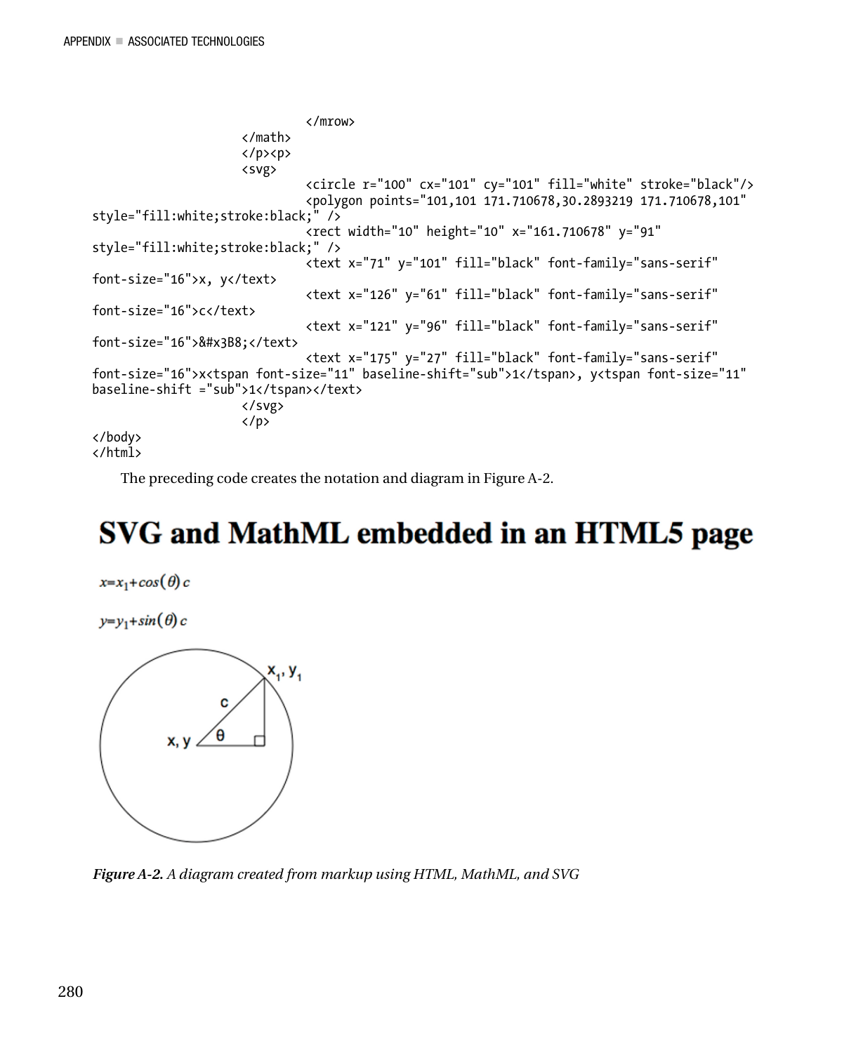```
                </mrow>
            </math>
            </p><p>
            <svg>
                <circle r="100" cx="101" cy="101" fill="white" stroke="black"/>
                <polygon points="101,101 171.710678,30.2893219 171.710678,101" 
style="fill:white;stroke:black;" />
                <rect width="10" height="10" x="161.710678" y="91" 
style="fill:white;stroke:black;" />
                <text x="71" y="101" fill="black" font-family="sans-serif" 
font-size="16">x, y</text>
                <text x="126" y="61" fill="black" font-family="sans-serif" 
font-size="16">c</text>
                <text x="121" y="96" fill="black" font-family="sans-serif" 
font-size="16">&#x3B8;</text>
                <text x="175" y="27" fill="black" font-family="sans-serif" 
font-size="16">x<tspan font-size="11" baseline-shift="sub">1</tspan>, y<tspan font-size="11" 
baseline-shift ="sub">1</tspan></text>
            </svg>
            </p>
</body>
</html>
```

The preceding code creates the notation and diagram in Figure A-2.

# SVG and MathML embedded in an HTML5 page

$x = x_1 + cos(\theta)\, c$

$y = y_1 + sin(\theta)\, c$

***Figure A-2.*** *A diagram created from markup using HTML, MathML, and SVG*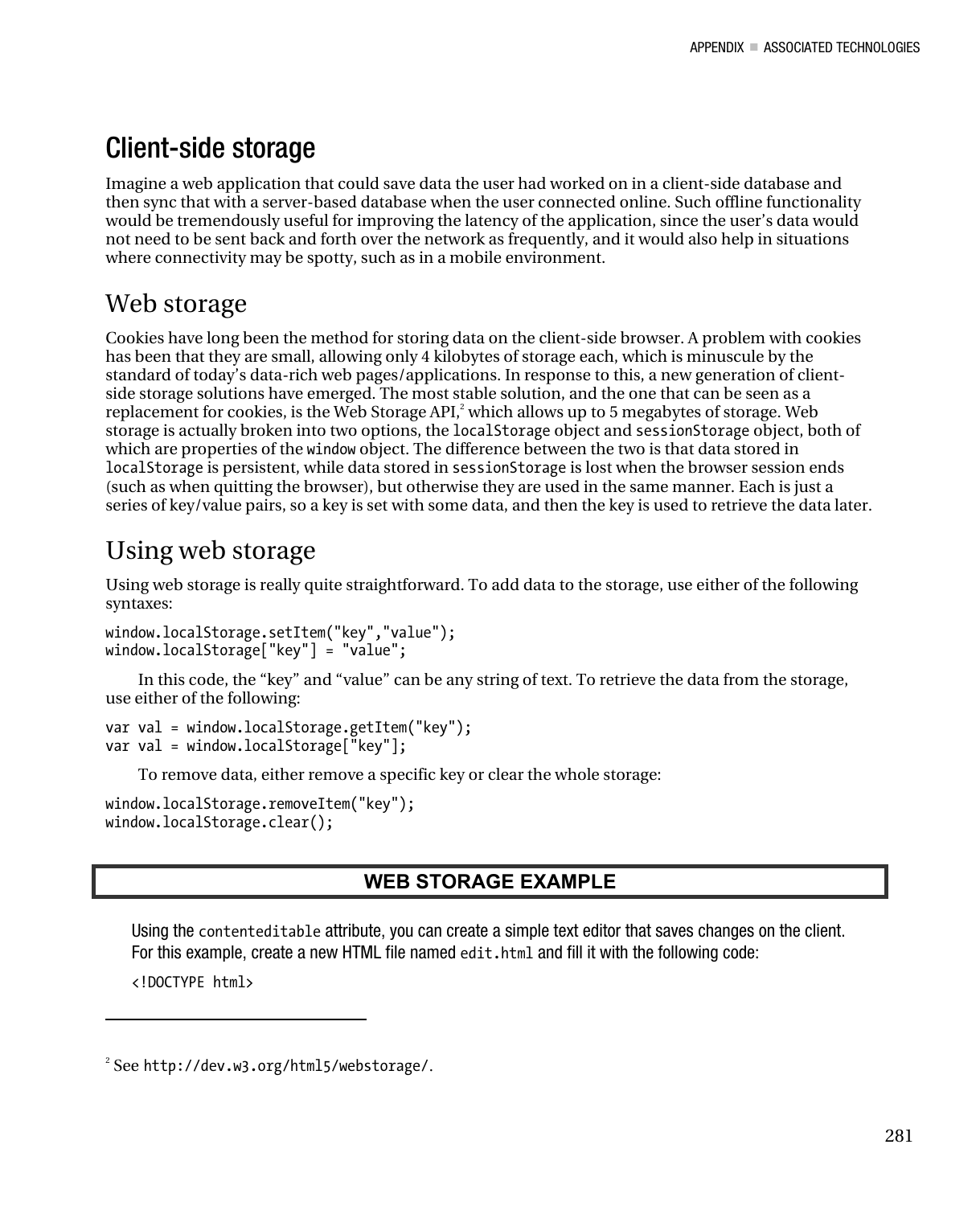# Client-side storage

Imagine a web application that could save data the user had worked on in a client-side database and then sync that with a server-based database when the user connected online. Such offline functionality would be tremendously useful for improving the latency of the application, since the user's data would not need to be sent back and forth over the network as frequently, and it would also help in situations where connectivity may be spotty, such as in a mobile environment.

## Web storage

Cookies have long been the method for storing data on the client-side browser. A problem with cookies has been that they are small, allowing only 4 kilobytes of storage each, which is minuscule by the standard of today's data-rich web pages/applications. In response to this, a new generation of client-side storage solutions have emerged. The most stable solution, and the one that can be seen as a replacement for cookies, is the Web Storage API,[2] which allows up to 5 megabytes of storage. Web storage is actually broken into two options, the `localStorage` object and `sessionStorage` object, both of which are properties of the `window` object. The difference between the two is that data stored in `localStorage` is persistent, while data stored in `sessionStorage` is lost when the browser session ends (such as when quitting the browser), but otherwise they are used in the same manner. Each is just a series of key/value pairs, so a key is set with some data, and then the key is used to retrieve the data later.

## Using web storage

Using web storage is really quite straightforward. To add data to the storage, use either of the following syntaxes:

```
window.localStorage.setItem("key","value");
window.localStorage["key"] = "value";
```

In this code, the "key" and "value" can be any string of text. To retrieve the data from the storage, use either of the following:

```
var val = window.localStorage.getItem("key");
var val = window.localStorage["key"];
```

To remove data, either remove a specific key or clear the whole storage:

```
window.localStorage.removeItem("key");
window.localStorage.clear();
```

**WEB STORAGE EXAMPLE**

Using the `contenteditable` attribute, you can create a simple text editor that saves changes on the client. For this example, create a new HTML file named `edit.html` and fill it with the following code:

```
<!DOCTYPE html>
```

[2] See `http://dev.w3.org/html5/webstorage/`.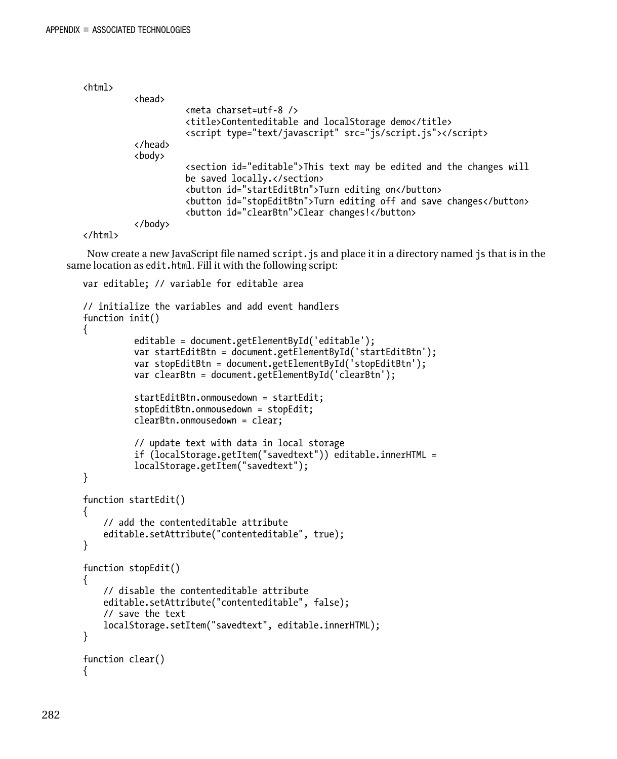```
<html>
        <head>
                <meta charset=utf-8 />
                <title>Contenteditable and localStorage demo</title>
                <script type="text/javascript" src="js/script.js"></script>
        </head>
        <body>
                <section id="editable">This text may be edited and the changes will
                be saved locally.</section>
                <button id="startEditBtn">Turn editing on</button>
                <button id="stopEditBtn">Turn editing off and save changes</button>
                <button id="clearBtn">Clear changes!</button>
        </body>
</html>
```

Now create a new JavaScript file named `script.js` and place it in a directory named `js` that is in the same location as `edit.html`. Fill it with the following script:

```
var editable; // variable for editable area

// initialize the variables and add event handlers
function init()
{
        editable = document.getElementById('editable');
        var startEditBtn = document.getElementById('startEditBtn');
        var stopEditBtn = document.getElementById('stopEditBtn');
        var clearBtn = document.getElementById('clearBtn');

        startEditBtn.onmousedown = startEdit;
        stopEditBtn.onmousedown = stopEdit;
        clearBtn.onmousedown = clear;

        // update text with data in local storage
        if (localStorage.getItem("savedtext")) editable.innerHTML =
        localStorage.getItem("savedtext");
}

function startEdit()
{
    // add the contenteditable attribute
    editable.setAttribute("contenteditable", true);
}

function stopEdit()
{
    // disable the contenteditable attribute
    editable.setAttribute("contenteditable", false);
    // save the text
    localStorage.setItem("savedtext", editable.innerHTML);
}

function clear()
{
```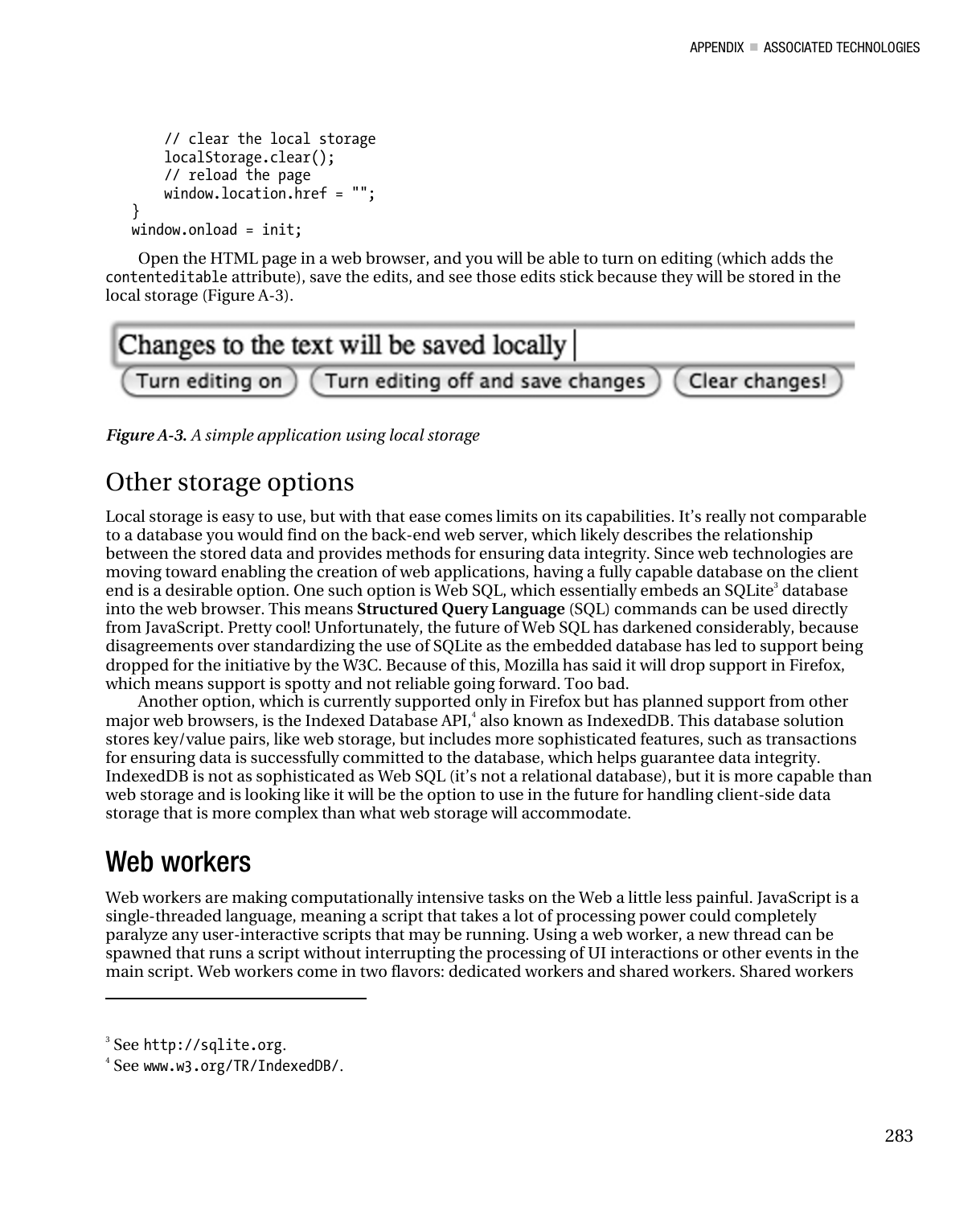```
        // clear the local storage
        localStorage.clear();
        // reload the page
        window.location.href = "";
    }
    window.onload = init;
```

Open the HTML page in a web browser, and you will be able to turn on editing (which adds the contenteditable attribute), save the edits, and see those edits stick because they will be stored in the local storage (Figure A-3).

***Figure A-3.*** *A simple application using local storage*

## Other storage options

Local storage is easy to use, but with that ease comes limits on its capabilities. It's really not comparable to a database you would find on the back-end web server, which likely describes the relationship between the stored data and provides methods for ensuring data integrity. Since web technologies are moving toward enabling the creation of web applications, having a fully capable database on the client end is a desirable option. One such option is Web SQL, which essentially embeds an SQLite[3] database into the web browser. This means **Structured Query Language** (SQL) commands can be used directly from JavaScript. Pretty cool! Unfortunately, the future of Web SQL has darkened considerably, because disagreements over standardizing the use of SQLite as the embedded database has led to support being dropped for the initiative by the W3C. Because of this, Mozilla has said it will drop support in Firefox, which means support is spotty and not reliable going forward. Too bad.

Another option, which is currently supported only in Firefox but has planned support from other major web browsers, is the Indexed Database API,[4] also known as IndexedDB. This database solution stores key/value pairs, like web storage, but includes more sophisticated features, such as transactions for ensuring data is successfully committed to the database, which helps guarantee data integrity. IndexedDB is not as sophisticated as Web SQL (it's not a relational database), but it is more capable than web storage and is looking like it will be the option to use in the future for handling client-side data storage that is more complex than what web storage will accommodate.

## Web workers

Web workers are making computationally intensive tasks on the Web a little less painful. JavaScript is a single-threaded language, meaning a script that takes a lot of processing power could completely paralyze any user-interactive scripts that may be running. Using a web worker, a new thread can be spawned that runs a script without interrupting the processing of UI interactions or other events in the main script. Web workers come in two flavors: dedicated workers and shared workers. Shared workers

---

[3] See http://sqlite.org.

[4] See www.w3.org/TR/IndexedDB/.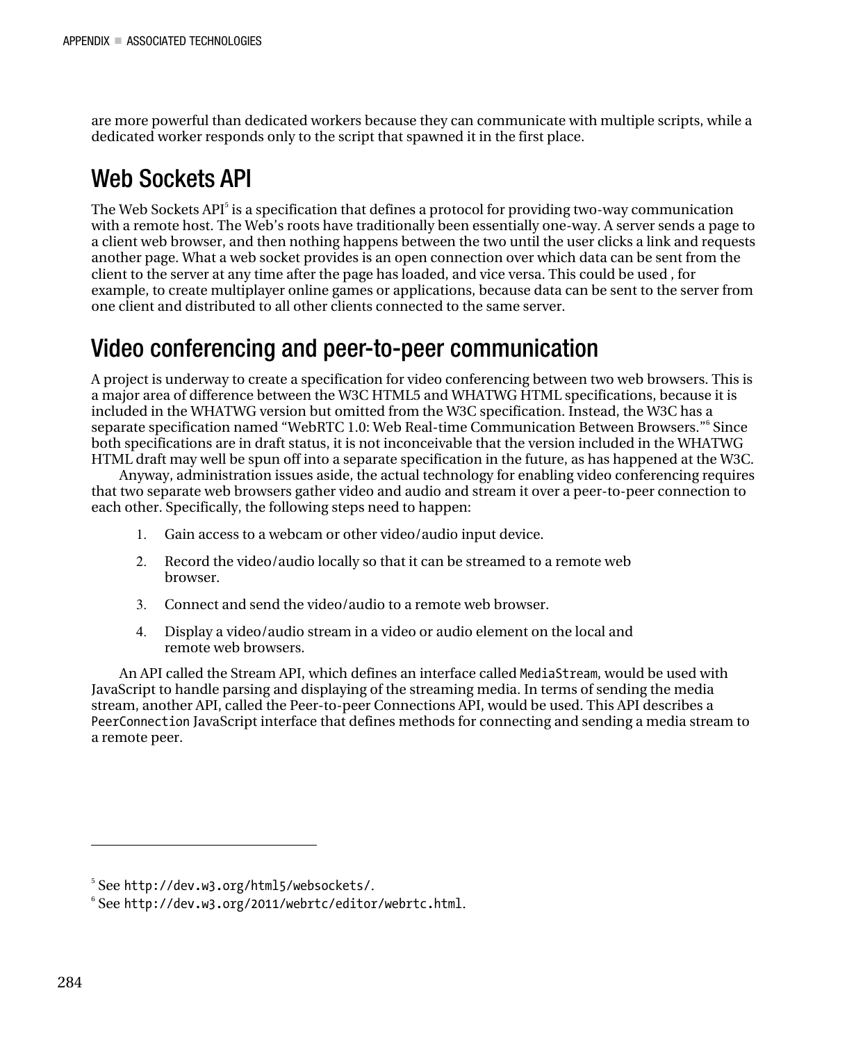are more powerful than dedicated workers because they can communicate with multiple scripts, while a dedicated worker responds only to the script that spawned it in the first place.

## Web Sockets API

The Web Sockets API[5] is a specification that defines a protocol for providing two-way communication with a remote host. The Web's roots have traditionally been essentially one-way. A server sends a page to a client web browser, and then nothing happens between the two until the user clicks a link and requests another page. What a web socket provides is an open connection over which data can be sent from the client to the server at any time after the page has loaded, and vice versa. This could be used , for example, to create multiplayer online games or applications, because data can be sent to the server from one client and distributed to all other clients connected to the same server.

## Video conferencing and peer-to-peer communication

A project is underway to create a specification for video conferencing between two web browsers. This is a major area of difference between the W3C HTML5 and WHATWG HTML specifications, because it is included in the WHATWG version but omitted from the W3C specification. Instead, the W3C has a separate specification named "WebRTC 1.0: Web Real-time Communication Between Browsers."[6] Since both specifications are in draft status, it is not inconceivable that the version included in the WHATWG HTML draft may well be spun off into a separate specification in the future, as has happened at the W3C.

Anyway, administration issues aside, the actual technology for enabling video conferencing requires that two separate web browsers gather video and audio and stream it over a peer-to-peer connection to each other. Specifically, the following steps need to happen:

1. Gain access to a webcam or other video/audio input device.
2. Record the video/audio locally so that it can be streamed to a remote web browser.
3. Connect and send the video/audio to a remote web browser.
4. Display a video/audio stream in a video or audio element on the local and remote web browsers.

An API called the Stream API, which defines an interface called `MediaStream`, would be used with JavaScript to handle parsing and displaying of the streaming media. In terms of sending the media stream, another API, called the Peer-to-peer Connections API, would be used. This API describes a `PeerConnection` JavaScript interface that defines methods for connecting and sending a media stream to a remote peer.

---

[5] See `http://dev.w3.org/html5/websockets/`.

[6] See `http://dev.w3.org/2011/webrtc/editor/webrtc.html`.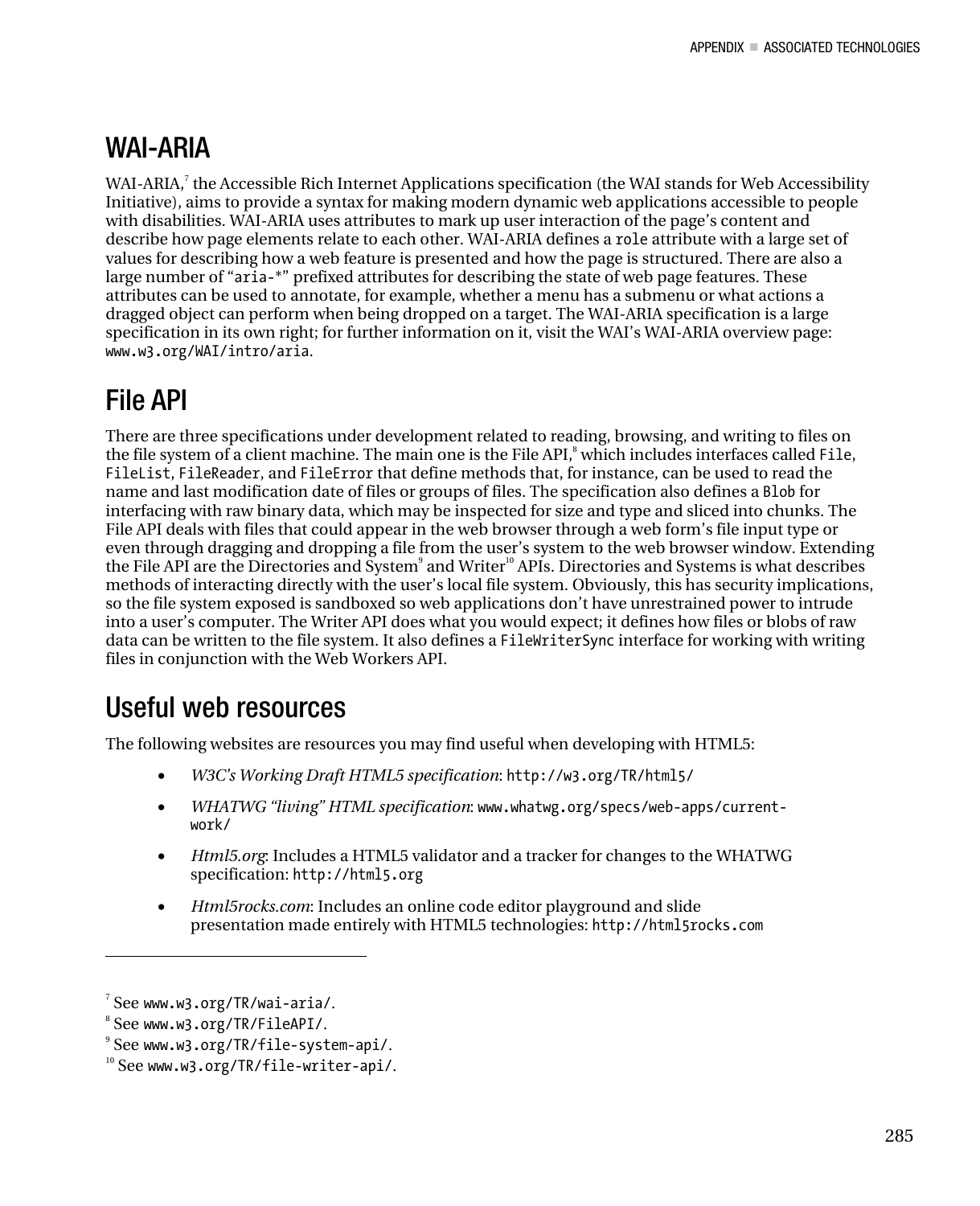## WAI-ARIA

WAI-ARIA,[7] the Accessible Rich Internet Applications specification (the WAI stands for Web Accessibility Initiative), aims to provide a syntax for making modern dynamic web applications accessible to people with disabilities. WAI-ARIA uses attributes to mark up user interaction of the page's content and describe how page elements relate to each other. WAI-ARIA defines a `role` attribute with a large set of values for describing how a web feature is presented and how the page is structured. There are also a large number of "`aria-*`" prefixed attributes for describing the state of web page features. These attributes can be used to annotate, for example, whether a menu has a submenu or what actions a dragged object can perform when being dropped on a target. The WAI-ARIA specification is a large specification in its own right; for further information on it, visit the WAI's WAI-ARIA overview page: `www.w3.org/WAI/intro/aria`.

## File API

There are three specifications under development related to reading, browsing, and writing to files on the file system of a client machine. The main one is the File API,[8] which includes interfaces called `File`, `FileList`, `FileReader`, and `FileError` that define methods that, for instance, can be used to read the name and last modification date of files or groups of files. The specification also defines a `Blob` for interfacing with raw binary data, which may be inspected for size and type and sliced into chunks. The File API deals with files that could appear in the web browser through a web form's file input type or even through dragging and dropping a file from the user's system to the web browser window. Extending the File API are the Directories and System[9] and Writer[10] APIs. Directories and Systems is what describes methods of interacting directly with the user's local file system. Obviously, this has security implications, so the file system exposed is sandboxed so web applications don't have unrestrained power to intrude into a user's computer. The Writer API does what you would expect; it defines how files or blobs of raw data can be written to the file system. It also defines a `FileWriterSync` interface for working with writing files in conjunction with the Web Workers API.

## Useful web resources

The following websites are resources you may find useful when developing with HTML5:

- *W3C's Working Draft HTML5 specification*: `http://w3.org/TR/html5/`
- *WHATWG "living" HTML specification*: `www.whatwg.org/specs/web-apps/current-work/`
- *Html5.org*: Includes a HTML5 validator and a tracker for changes to the WHATWG specification: `http://html5.org`
- *Html5rocks.com*: Includes an online code editor playground and slide presentation made entirely with HTML5 technologies: `http://html5rocks.com`

---

[7] See `www.w3.org/TR/wai-aria/`.

[8] See `www.w3.org/TR/FileAPI/`.

[9] See `www.w3.org/TR/file-system-api/`.

[10] See `www.w3.org/TR/file-writer-api/`.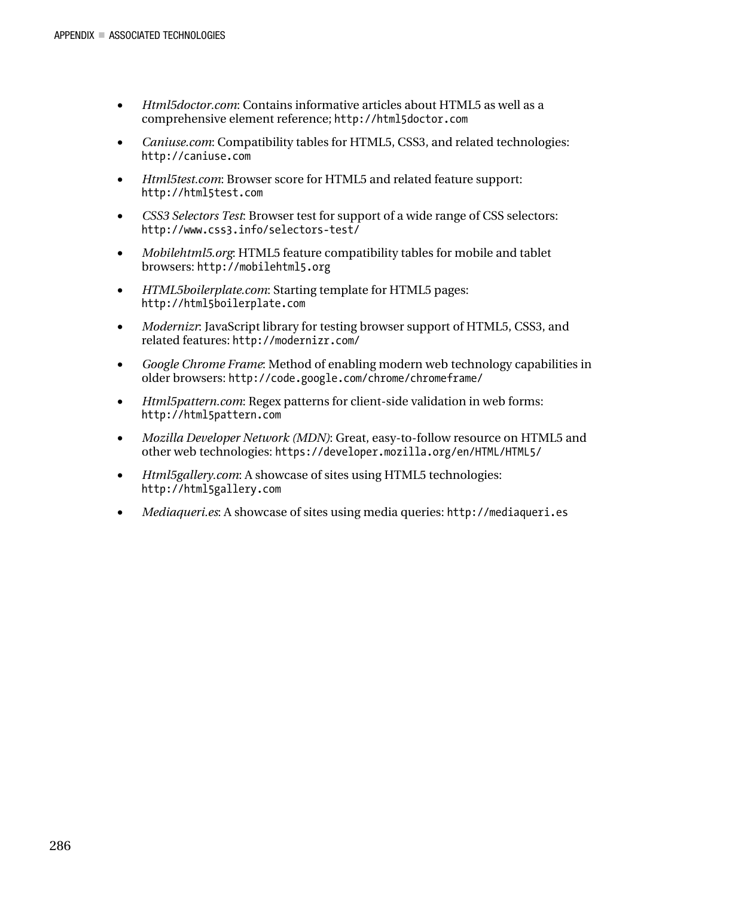- *Html5doctor.com*: Contains informative articles about HTML5 as well as a comprehensive element reference; `http://html5doctor.com`
- *Caniuse.com*: Compatibility tables for HTML5, CSS3, and related technologies: `http://caniuse.com`
- *Html5test.com*: Browser score for HTML5 and related feature support: `http://html5test.com`
- *CSS3 Selectors Test*: Browser test for support of a wide range of CSS selectors: `http://www.css3.info/selectors-test/`
- *Mobilehtml5.org*: HTML5 feature compatibility tables for mobile and tablet browsers: `http://mobilehtml5.org`
- *HTML5boilerplate.com*: Starting template for HTML5 pages: `http://html5boilerplate.com`
- *Modernizr*: JavaScript library for testing browser support of HTML5, CSS3, and related features: `http://modernizr.com/`
- *Google Chrome Frame*: Method of enabling modern web technology capabilities in older browsers: `http://code.google.com/chrome/chromeframe/`
- *Html5pattern.com*: Regex patterns for client-side validation in web forms: `http://html5pattern.com`
- *Mozilla Developer Network (MDN)*: Great, easy-to-follow resource on HTML5 and other web technologies: `https://developer.mozilla.org/en/HTML/HTML5/`
- *Html5gallery.com*: A showcase of sites using HTML5 technologies: `http://html5gallery.com`
- *Mediaqueri.es*: A showcase of sites using media queries: `http://mediaqueri.es`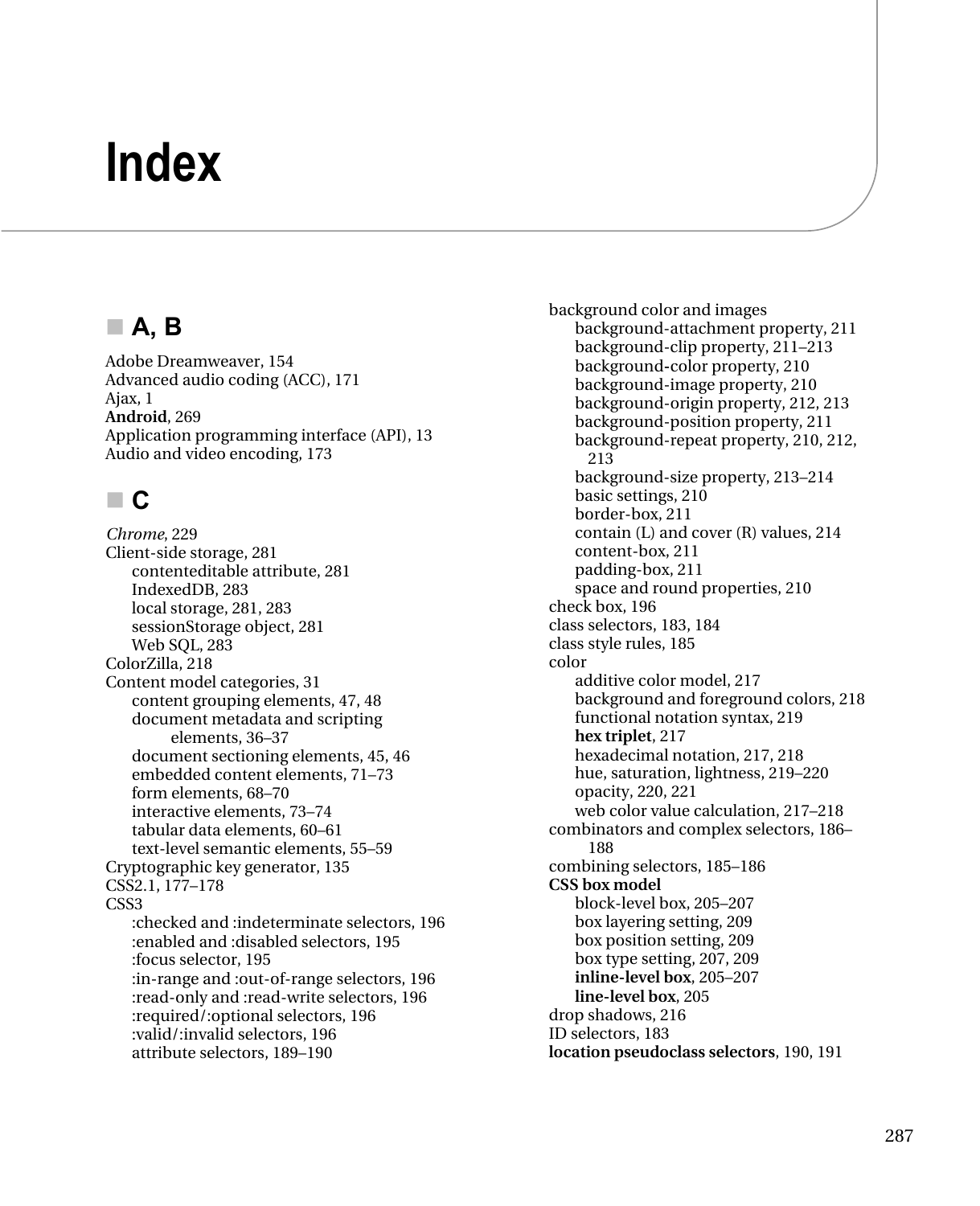# Index

## A, B

Adobe Dreamweaver, 154
Advanced audio coding (ACC), 171
Ajax, 1
**Android**, 269
Application programming interface (API), 13
Audio and video encoding, 173

## C

*Chrome*, 229
Client-side storage, 281
- contenteditable attribute, 281
- IndexedDB, 283
- local storage, 281, 283
- sessionStorage object, 281
- Web SQL, 283

ColorZilla, 218
Content model categories, 31
- content grouping elements, 47, 48
- document metadata and scripting elements, 36–37
- document sectioning elements, 45, 46
- embedded content elements, 71–73
- form elements, 68–70
- interactive elements, 73–74
- tabular data elements, 60–61
- text-level semantic elements, 55–59

Cryptographic key generator, 135
CSS2.1, 177–178
CSS3
- :checked and :indeterminate selectors, 196
- :enabled and :disabled selectors, 195
- :focus selector, 195
- :in-range and :out-of-range selectors, 196
- :read-only and :read-write selectors, 196
- :required/:optional selectors, 196
- :valid/:invalid selectors, 196
- attribute selectors, 189–190
- background color and images
  - background-attachment property, 211
  - background-clip property, 211–213
  - background-color property, 210
  - background-image property, 210
  - background-origin property, 212, 213
  - background-position property, 211
  - background-repeat property, 210, 212, 213
  - background-size property, 213–214
  - basic settings, 210
  - border-box, 211
  - contain (L) and cover (R) values, 214
  - content-box, 211
  - padding-box, 211
  - space and round properties, 210
- check box, 196
- class selectors, 183, 184
- class style rules, 185
- color
  - additive color model, 217
  - background and foreground colors, 218
  - functional notation syntax, 219
  - **hex triplet**, 217
  - hexadecimal notation, 217, 218
  - hue, saturation, lightness, 219–220
  - opacity, 220, 221
  - web color value calculation, 217–218
- combinators and complex selectors, 186–188
- combining selectors, 185–186
- **CSS box model**
  - block-level box, 205–207
  - box layering setting, 209
  - box position setting, 209
  - box type setting, 207, 209
  - **inline-level box**, 205–207
  - **line-level box**, 205
- drop shadows, 216
- ID selectors, 183
- **location pseudoclass selectors**, 190, 191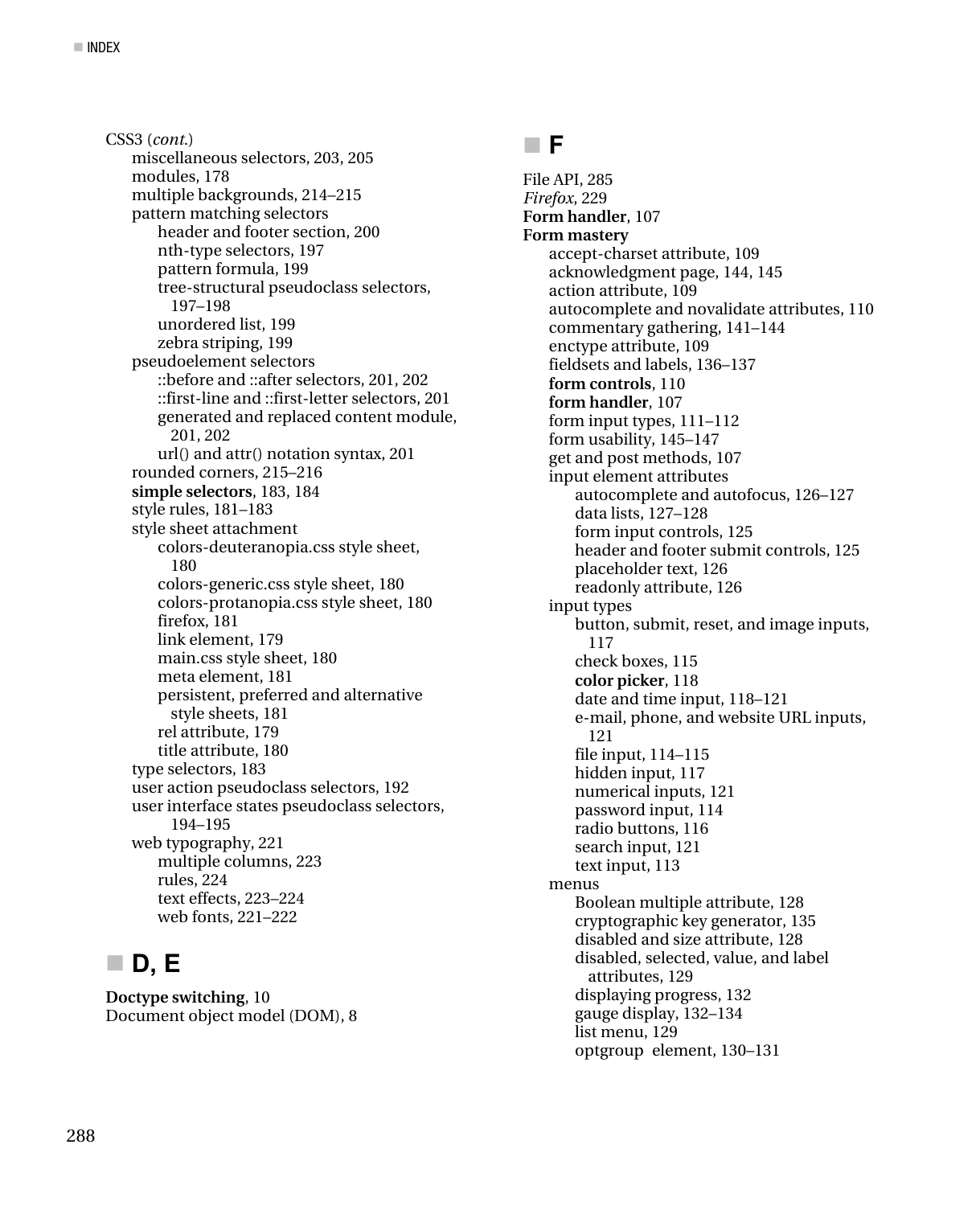CSS3 (*cont.*)
- miscellaneous selectors, 203, 205
- modules, 178
- multiple backgrounds, 214–215
- pattern matching selectors
  - header and footer section, 200
  - nth-type selectors, 197
  - pattern formula, 199
  - tree-structural pseudoclass selectors, 197–198
  - unordered list, 199
  - zebra striping, 199
- pseudoelement selectors
  - ::before and ::after selectors, 201, 202
  - ::first-line and ::first-letter selectors, 201
  - generated and replaced content module, 201, 202
  - url() and attr() notation syntax, 201
- rounded corners, 215–216
- **simple selectors**, 183, 184
- style rules, 181–183
- style sheet attachment
  - colors-deuteranopia.css style sheet, 180
  - colors-generic.css style sheet, 180
  - colors-protanopia.css style sheet, 180
  - firefox, 181
  - link element, 179
  - main.css style sheet, 180
  - meta element, 181
  - persistent, preferred and alternative style sheets, 181
  - rel attribute, 179
  - title attribute, 180
- type selectors, 183
- user action pseudoclass selectors, 192
- user interface states pseudoclass selectors, 194–195
- web typography, 221
  - multiple columns, 223
  - rules, 224
  - text effects, 223–224
  - web fonts, 221–222

## D, E

**Doctype switching**, 10
Document object model (DOM), 8

## F

File API, 285
*Firefox*, 229
**Form handler**, 107
**Form mastery**
- accept-charset attribute, 109
- acknowledgment page, 144, 145
- action attribute, 109
- autocomplete and novalidate attributes, 110
- commentary gathering, 141–144
- enctype attribute, 109
- fieldsets and labels, 136–137
- **form controls**, 110
- **form handler**, 107
- form input types, 111–112
- form usability, 145–147
- get and post methods, 107
- input element attributes
  - autocomplete and autofocus, 126–127
  - data lists, 127–128
  - form input controls, 125
  - header and footer submit controls, 125
  - placeholder text, 126
  - readonly attribute, 126
- input types
  - button, submit, reset, and image inputs, 117
  - check boxes, 115
  - **color picker**, 118
  - date and time input, 118–121
  - e-mail, phone, and website URL inputs, 121
  - file input, 114–115
  - hidden input, 117
  - numerical inputs, 121
  - password input, 114
  - radio buttons, 116
  - search input, 121
  - text input, 113
- menus
  - Boolean multiple attribute, 128
  - cryptographic key generator, 135
  - disabled and size attribute, 128
  - disabled, selected, value, and label attributes, 129
  - displaying progress, 132
  - gauge display, 132–134
  - list menu, 129
  - optgroup element, 130–131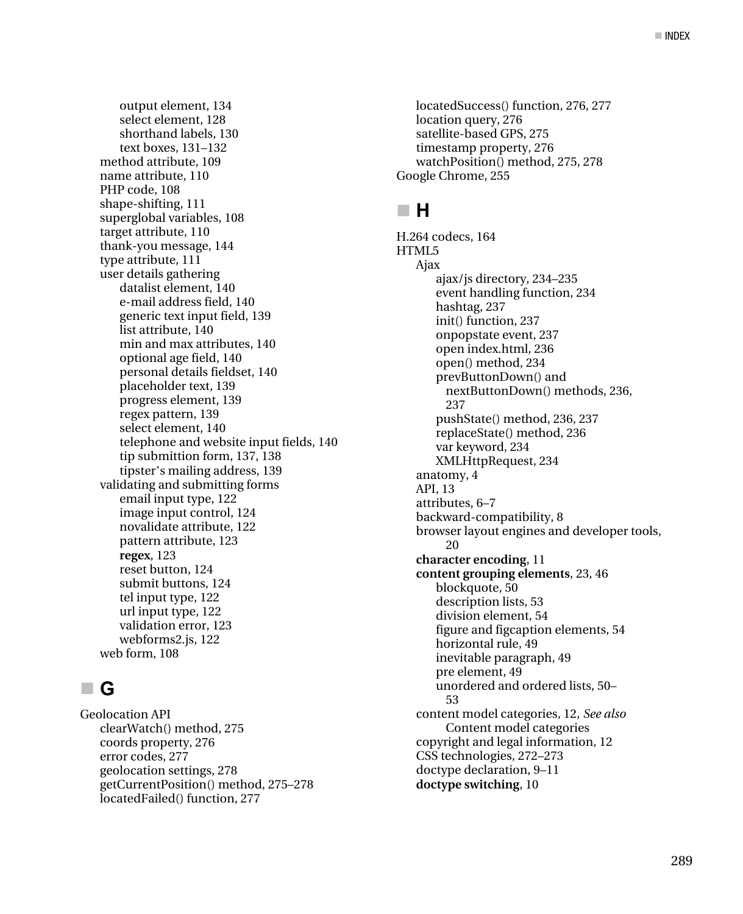- output element, 134
  - select element, 128
  - shorthand labels, 130
  - text boxes, 131–132
- method attribute, 109
- name attribute, 110
- PHP code, 108
- shape-shifting, 111
- superglobal variables, 108
- target attribute, 110
- thank-you message, 144
- type attribute, 111
- user details gathering
  - datalist element, 140
  - e-mail address field, 140
  - generic text input field, 139
  - list attribute, 140
  - min and max attributes, 140
  - optional age field, 140
  - personal details fieldset, 140
  - placeholder text, 139
  - progress element, 139
  - regex pattern, 139
  - select element, 140
  - telephone and website input fields, 140
  - tip submittion form, 137, 138
  - tipster's mailing address, 139
- validating and submitting forms
  - email input type, 122
  - image input control, 124
  - novalidate attribute, 122
  - pattern attribute, 123
  - **regex**, 123
  - reset button, 124
  - submit buttons, 124
  - tel input type, 122
  - url input type, 122
  - validation error, 123
  - webforms2.js, 122
- web form, 108

## G

Geolocation API
- clearWatch() method, 275
- coords property, 276
- error codes, 277
- geolocation settings, 278
- getCurrentPosition() method, 275–278
- locatedFailed() function, 277
- locatedSuccess() function, 276, 277
- location query, 276
- satellite-based GPS, 275
- timestamp property, 276
- watchPosition() method, 275, 278

Google Chrome, 255

## H

H.264 codecs, 164

HTML5
- Ajax
  - ajax/js directory, 234–235
  - event handling function, 234
  - hashtag, 237
  - init() function, 237
  - onpopstate event, 237
  - open index.html, 236
  - open() method, 234
  - prevButtonDown() and nextButtonDown() methods, 236, 237
  - pushState() method, 236, 237
  - replaceState() method, 236
  - var keyword, 234
  - XMLHttpRequest, 234
- anatomy, 4
- API, 13
- attributes, 6–7
- backward-compatibility, 8
- browser layout engines and developer tools, 20
- **character encoding**, 11
- **content grouping elements**, 23, 46
  - blockquote, 50
  - description lists, 53
  - division element, 54
  - figure and figcaption elements, 54
  - horizontal rule, 49
  - inevitable paragraph, 49
  - pre element, 49
  - unordered and ordered lists, 50–53
- content model categories, 12, *See also* Content model categories
- copyright and legal information, 12
- CSS technologies, 272–273
- doctype declaration, 9–11
- **doctype switching**, 10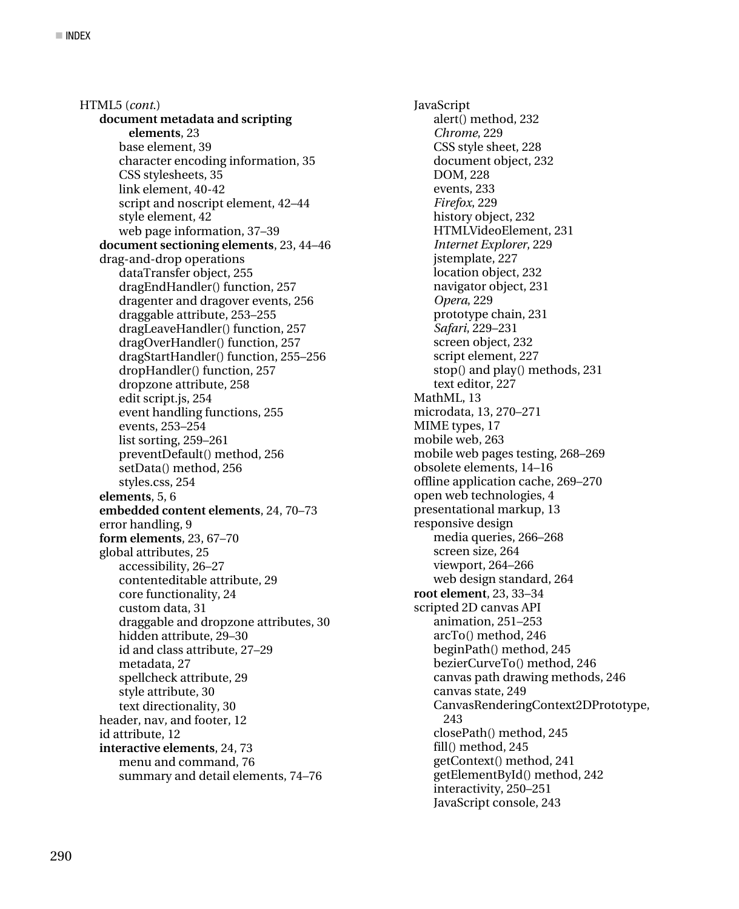HTML5 (*cont.*)

- **document metadata and scripting elements**, 23
  - base element, 39
  - character encoding information, 35
  - CSS stylesheets, 35
  - link element, 40-42
  - script and noscript element, 42–44
  - style element, 42
  - web page information, 37–39
- **document sectioning elements**, 23, 44–46
- drag-and-drop operations
  - dataTransfer object, 255
  - dragEndHandler() function, 257
  - dragenter and dragover events, 256
  - draggable attribute, 253–255
  - dragLeaveHandler() function, 257
  - dragOverHandler() function, 257
  - dragStartHandler() function, 255–256
  - dropHandler() function, 257
  - dropzone attribute, 258
  - edit script.js, 254
  - event handling functions, 255
  - events, 253–254
  - list sorting, 259–261
  - preventDefault() method, 256
  - setData() method, 256
  - styles.css, 254
- **elements**, 5, 6
- **embedded content elements**, 24, 70–73
- error handling, 9
- **form elements**, 23, 67–70
- global attributes, 25
  - accessibility, 26–27
  - contenteditable attribute, 29
  - core functionality, 24
  - custom data, 31
  - draggable and dropzone attributes, 30
  - hidden attribute, 29–30
  - id and class attribute, 27–29
  - metadata, 27
  - spellcheck attribute, 29
  - style attribute, 30
  - text directionality, 30
- header, nav, and footer, 12
- id attribute, 12
- **interactive elements**, 24, 73
  - menu and command, 76
  - summary and detail elements, 74–76

JavaScript

- alert() method, 232
- *Chrome*, 229
- CSS style sheet, 228
- document object, 232
- DOM, 228
- events, 233
- *Firefox*, 229
- history object, 232
- HTMLVideoElement, 231
- *Internet Explorer*, 229
- jstemplate, 227
- location object, 232
- navigator object, 231
- *Opera*, 229
- prototype chain, 231
- *Safari*, 229–231
- screen object, 232
- script element, 227
- stop() and play() methods, 231
- text editor, 227

MathML, 13

microdata, 13, 270–271

MIME types, 17

mobile web, 263

mobile web pages testing, 268–269

obsolete elements, 14–16

offline application cache, 269–270

open web technologies, 4

presentational markup, 13

responsive design

- media queries, 266–268
- screen size, 264
- viewport, 264–266
- web design standard, 264

**root element**, 23, 33–34

scripted 2D canvas API

- animation, 251–253
- arcTo() method, 246
- beginPath() method, 245
- bezierCurveTo() method, 246
- canvas path drawing methods, 246
- canvas state, 249
- CanvasRenderingContext2DPrototype, 243
- closePath() method, 245
- fill() method, 245
- getContext() method, 241
- getElementById() method, 242
- interactivity, 250–251
- JavaScript console, 243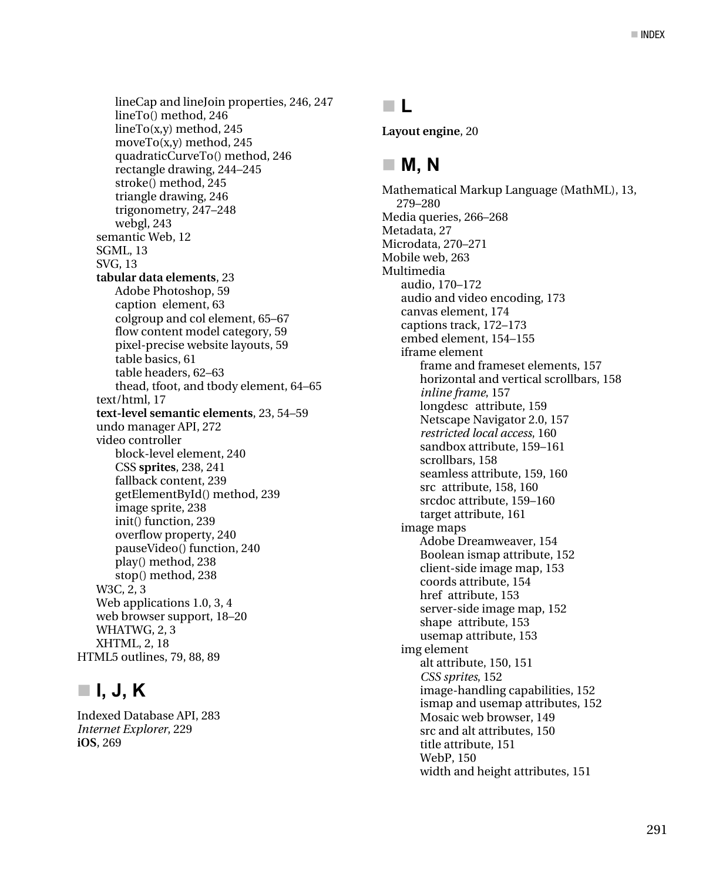lineCap and lineJoin properties, 246, 247
lineTo() method, 246
lineTo(x,y) method, 245
moveTo(x,y) method, 245
quadraticCurveTo() method, 246
rectangle drawing, 244–245
stroke() method, 245
triangle drawing, 246
trigonometry, 247–248
webgl, 243
semantic Web, 12
SGML, 13
SVG, 13
**tabular data elements**, 23
Adobe Photoshop, 59
caption element, 63
colgroup and col element, 65–67
flow content model category, 59
pixel-precise website layouts, 59
table basics, 61
table headers, 62–63
thead, tfoot, and tbody element, 64–65
text/html, 17
**text-level semantic elements**, 23, 54–59
undo manager API, 272
video controller
block-level element, 240
CSS **sprites**, 238, 241
fallback content, 239
getElementById() method, 239
image sprite, 238
init() function, 239
overflow property, 240
pauseVideo() function, 240
play() method, 238
stop() method, 238
W3C, 2, 3
Web applications 1.0, 3, 4
web browser support, 18–20
WHATWG, 2, 3
XHTML, 2, 18
HTML5 outlines, 79, 88, 89

## I, J, K

Indexed Database API, 283
*Internet Explorer*, 229
**iOS**, 269

## L

**Layout engine**, 20

## M, N

Mathematical Markup Language (MathML), 13, 279–280
Media queries, 266–268
Metadata, 27
Microdata, 270–271
Mobile web, 263
Multimedia
audio, 170–172
audio and video encoding, 173
canvas element, 174
captions track, 172–173
embed element, 154–155
iframe element
frame and frameset elements, 157
horizontal and vertical scrollbars, 158
*inline frame*, 157
longdesc attribute, 159
Netscape Navigator 2.0, 157
*restricted local access*, 160
sandbox attribute, 159–161
scrollbars, 158
seamless attribute, 159, 160
src attribute, 158, 160
srcdoc attribute, 159–160
target attribute, 161
image maps
Adobe Dreamweaver, 154
Boolean ismap attribute, 152
client-side image map, 153
coords attribute, 154
href attribute, 153
server-side image map, 152
shape attribute, 153
usemap attribute, 153
img element
alt attribute, 150, 151
*CSS sprites*, 152
image-handling capabilities, 152
ismap and usemap attributes, 152
Mosaic web browser, 149
src and alt attributes, 150
title attribute, 151
WebP, 150
width and height attributes, 151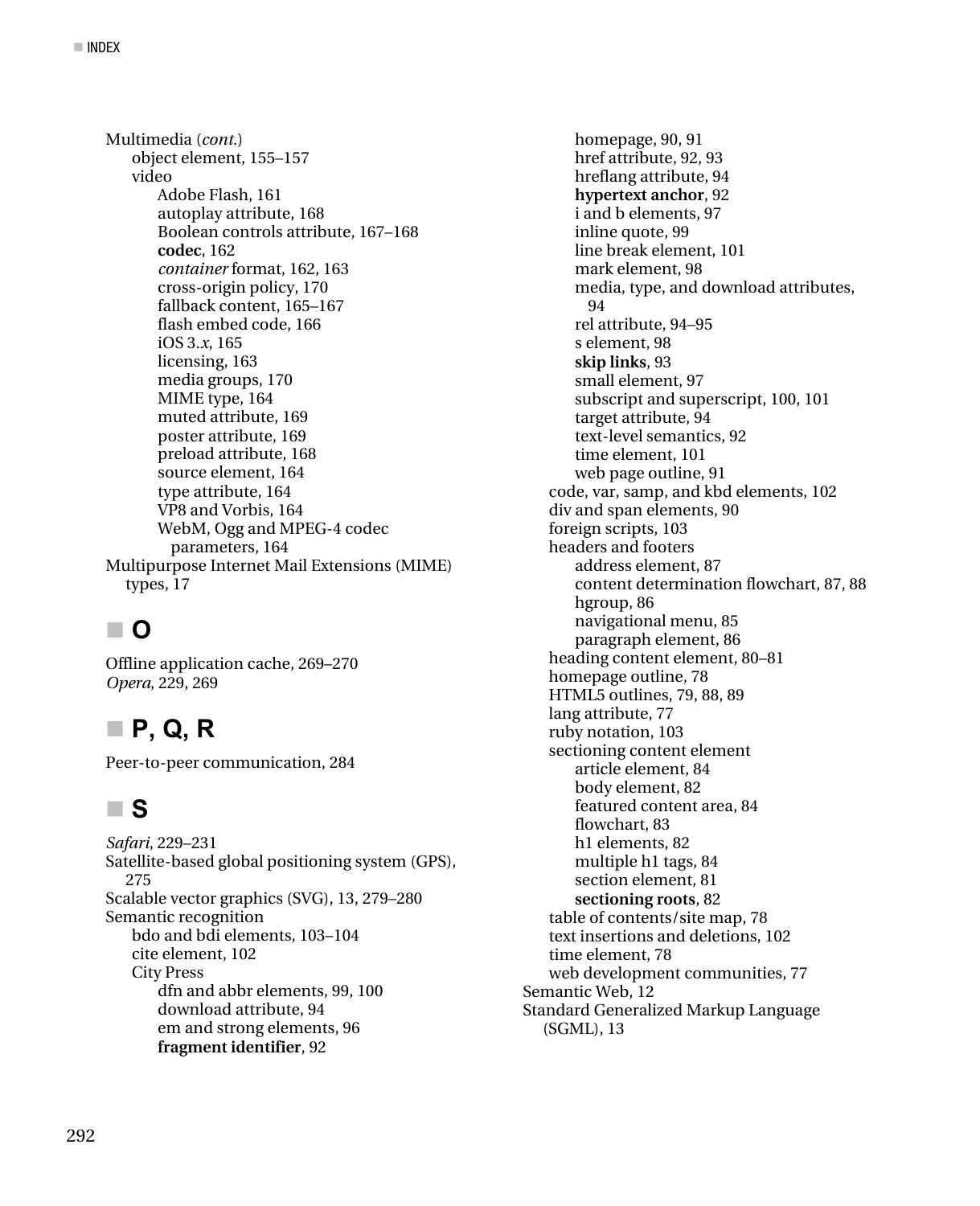Multimedia (*cont.*)
- object element, 155–157
- video
  - Adobe Flash, 161
  - autoplay attribute, 168
  - Boolean controls attribute, 167–168
  - **codec**, 162
  - *container* format, 162, 163
  - cross-origin policy, 170
  - fallback content, 165–167
  - flash embed code, 166
  - iOS 3.*x*, 165
  - licensing, 163
  - media groups, 170
  - MIME type, 164
  - muted attribute, 169
  - poster attribute, 169
  - preload attribute, 168
  - source element, 164
  - type attribute, 164
  - VP8 and Vorbis, 164
  - WebM, Ogg and MPEG-4 codec parameters, 164

Multipurpose Internet Mail Extensions (MIME) types, 17

## O

Offline application cache, 269–270
*Opera*, 229, 269

## P, Q, R

Peer-to-peer communication, 284

## S

*Safari*, 229–231
Satellite-based global positioning system (GPS), 275
Scalable vector graphics (SVG), 13, 279–280
Semantic recognition
- bdo and bdi elements, 103–104
- cite element, 102
- City Press
  - dfn and abbr elements, 99, 100
  - download attribute, 94
  - em and strong elements, 96
  - **fragment identifier**, 92
  - homepage, 90, 91
  - href attribute, 92, 93
  - hreflang attribute, 94
  - **hypertext anchor**, 92
  - i and b elements, 97
  - inline quote, 99
  - line break element, 101
  - mark element, 98
  - media, type, and download attributes, 94
  - rel attribute, 94–95
  - s element, 98
  - **skip links**, 93
  - small element, 97
  - subscript and superscript, 100, 101
  - target attribute, 94
  - text-level semantics, 92
  - time element, 101
  - web page outline, 91
- code, var, samp, and kbd elements, 102
- div and span elements, 90
- foreign scripts, 103
- headers and footers
  - address element, 87
  - content determination flowchart, 87, 88
  - hgroup, 86
  - navigational menu, 85
  - paragraph element, 86
- heading content element, 80–81
- homepage outline, 78
- HTML5 outlines, 79, 88, 89
- lang attribute, 77
- ruby notation, 103
- sectioning content element
  - article element, 84
  - body element, 82
  - featured content area, 84
  - flowchart, 83
  - h1 elements, 82
  - multiple h1 tags, 84
  - section element, 81
  - **sectioning roots**, 82
- table of contents/site map, 78
- text insertions and deletions, 102
- time element, 78
- web development communities, 77

Semantic Web, 12
Standard Generalized Markup Language (SGML), 13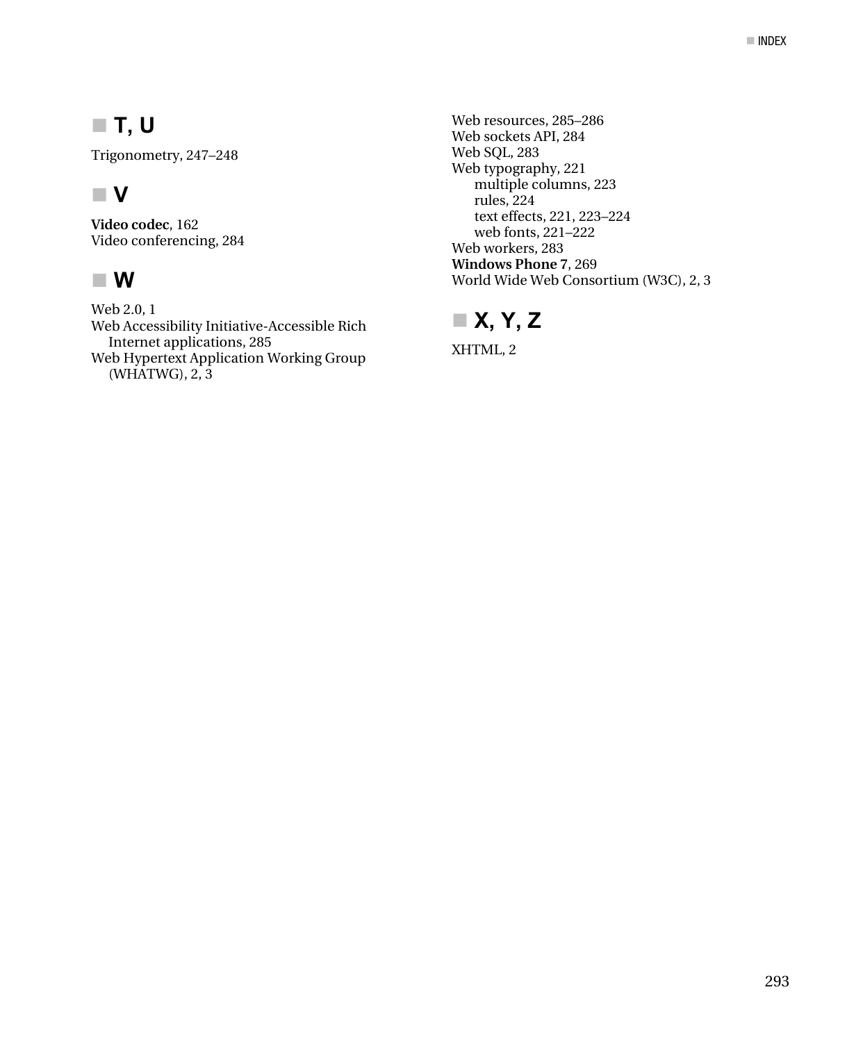## T, U

Trigonometry, 247–248

## V

**Video codec**, 162
Video conferencing, 284

## W

Web 2.0, 1
Web Accessibility Initiative-Accessible Rich Internet applications, 285
Web Hypertext Application Working Group (WHATWG), 2, 3
Web resources, 285–286
Web sockets API, 284
Web SQL, 283
Web typography, 221
  multiple columns, 223
  rules, 224
  text effects, 221, 223–224
  web fonts, 221–222
Web workers, 283
**Windows Phone 7**, 269
World Wide Web Consortium (W3C), 2, 3

## X, Y, Z

XHTML, 2